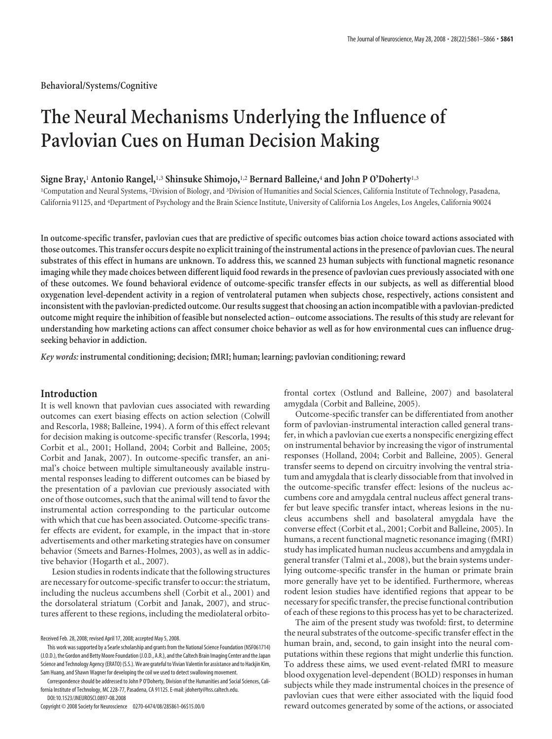Behavioral/Systems/Cognitive

# The Neural Mechanisms Underlying the Influence of Pavlovian Cues on Human Decision Making

**Signe Bray,[1] Antonio Rangel,[1,3] Shinsuke Shimojo,[1,2] Bernard Balleine,[4] and John P O'Doherty[1,3]**

[1]Computation and Neural Systems, [2]Division of Biology, and [3]Division of Humanities and Social Sciences, California Institute of Technology, Pasadena, California 91125, and [4]Department of Psychology and the Brain Science Institute, University of California Los Angeles, Los Angeles, California 90024

**In outcome-specific transfer, pavlovian cues that are predictive of specific outcomes bias action choice toward actions associated with those outcomes. This transfer occurs despite no explicit training of the instrumental actions in the presence of pavlovian cues. The neural substrates of this effect in humans are unknown. To address this, we scanned 23 human subjects with functional magnetic resonance imaging while they made choices between different liquid food rewards in the presence of pavlovian cues previously associated with one of these outcomes. We found behavioral evidence of outcome-specific transfer effects in our subjects, as well as differential blood oxygenation level-dependent activity in a region of ventrolateral putamen when subjects chose, respectively, actions consistent and inconsistent with the pavlovian-predicted outcome. Our results suggest that choosing an action incompatible with a pavlovian-predicted outcome might require the inhibition of feasible but nonselected action–outcome associations. The results of this study are relevant for understanding how marketing actions can affect consumer choice behavior as well as for how environmental cues can influence drug-seeking behavior in addiction.**

*Key words:* **instrumental conditioning; decision; fMRI; human; learning; pavlovian conditioning; reward**

## Introduction

It is well known that pavlovian cues associated with rewarding outcomes can exert biasing effects on action selection (Colwill and Rescorla, 1988; Balleine, 1994). A form of this effect relevant for decision making is outcome-specific transfer (Rescorla, 1994; Corbit et al., 2001; Holland, 2004; Corbit and Balleine, 2005; Corbit and Janak, 2007). In outcome-specific transfer, an animal's choice between multiple simultaneously available instrumental responses leading to different outcomes can be biased by the presentation of a pavlovian cue previously associated with one of those outcomes, such that the animal will tend to favor the instrumental action corresponding to the particular outcome with which that cue has been associated. Outcome-specific transfer effects are evident, for example, in the impact that in-store advertisements and other marketing strategies have on consumer behavior (Smeets and Barnes-Holmes, 2003), as well as in addictive behavior (Hogarth et al., 2007).

Lesion studies in rodents indicate that the following structures are necessary for outcome-specific transfer to occur: the striatum, including the nucleus accumbens shell (Corbit et al., 2001) and the dorsolateral striatum (Corbit and Janak, 2007), and structures afferent to these regions, including the mediolateral orbitofrontal cortex (Ostlund and Balleine, 2007) and basolateral amygdala (Corbit and Balleine, 2005).

Outcome-specific transfer can be differentiated from another form of pavlovian-instrumental interaction called general transfer, in which a pavlovian cue exerts a nonspecific energizing effect on instrumental behavior by increasing the vigor of instrumental responses (Holland, 2004; Corbit and Balleine, 2005). General transfer seems to depend on circuitry involving the ventral striatum and amygdala that is clearly dissociable from that involved in the outcome-specific transfer effect: lesions of the nucleus accumbens core and amygdala central nucleus affect general transfer but leave specific transfer intact, whereas lesions in the nucleus accumbens shell and basolateral amygdala have the converse effect (Corbit et al., 2001; Corbit and Balleine, 2005). In humans, a recent functional magnetic resonance imaging (fMRI) study has implicated human nucleus accumbens and amygdala in general transfer (Talmi et al., 2008), but the brain systems underlying outcome-specific transfer in the human or primate brain more generally have yet to be identified. Furthermore, whereas rodent lesion studies have identified regions that appear to be necessary for specific transfer, the precise functional contribution of each of these regions to this process has yet to be characterized.

The aim of the present study was twofold: first, to determine the neural substrates of the outcome-specific transfer effect in the human brain, and, second, to gain insight into the neural computations within these regions that might underlie this function. To address these aims, we used event-related fMRI to measure blood oxygenation level-dependent (BOLD) responses in human subjects while they made instrumental choices in the presence of pavlovian cues that were either associated with the liquid food reward outcomes generated by some of the actions, or associated

Received Feb. 28, 2008; revised April 17, 2008; accepted May 5, 2008.

This work was supported by a Searle scholarship and grants from the National Science Foundation (NSF061714) (J.O.D.), the Gordon and Betty Moore Foundation (J.O.D., A.R.), and the Caltech Brain Imaging Center and the Japan Science and Technology Agency (ERATO) (S.S.). We are grateful to Vivian Valentin for assistance and to Hackjin Kim, Sam Huang, and Shawn Wagner for developing the coil we used to detect swallowing movement.

Correspondence should be addressed to John P O'Doherty, Division of the Humanities and Social Sciences, California Institute of Technology, MC 228-77, Pasadena, CA 91125. E-mail: jdoherty@hss.caltech.edu.

DOI:10.1523/JNEUROSCI.0897-08.2008

Copyright © 2008 Society for Neuroscience 0270-6474/08/285861-06$15.00/0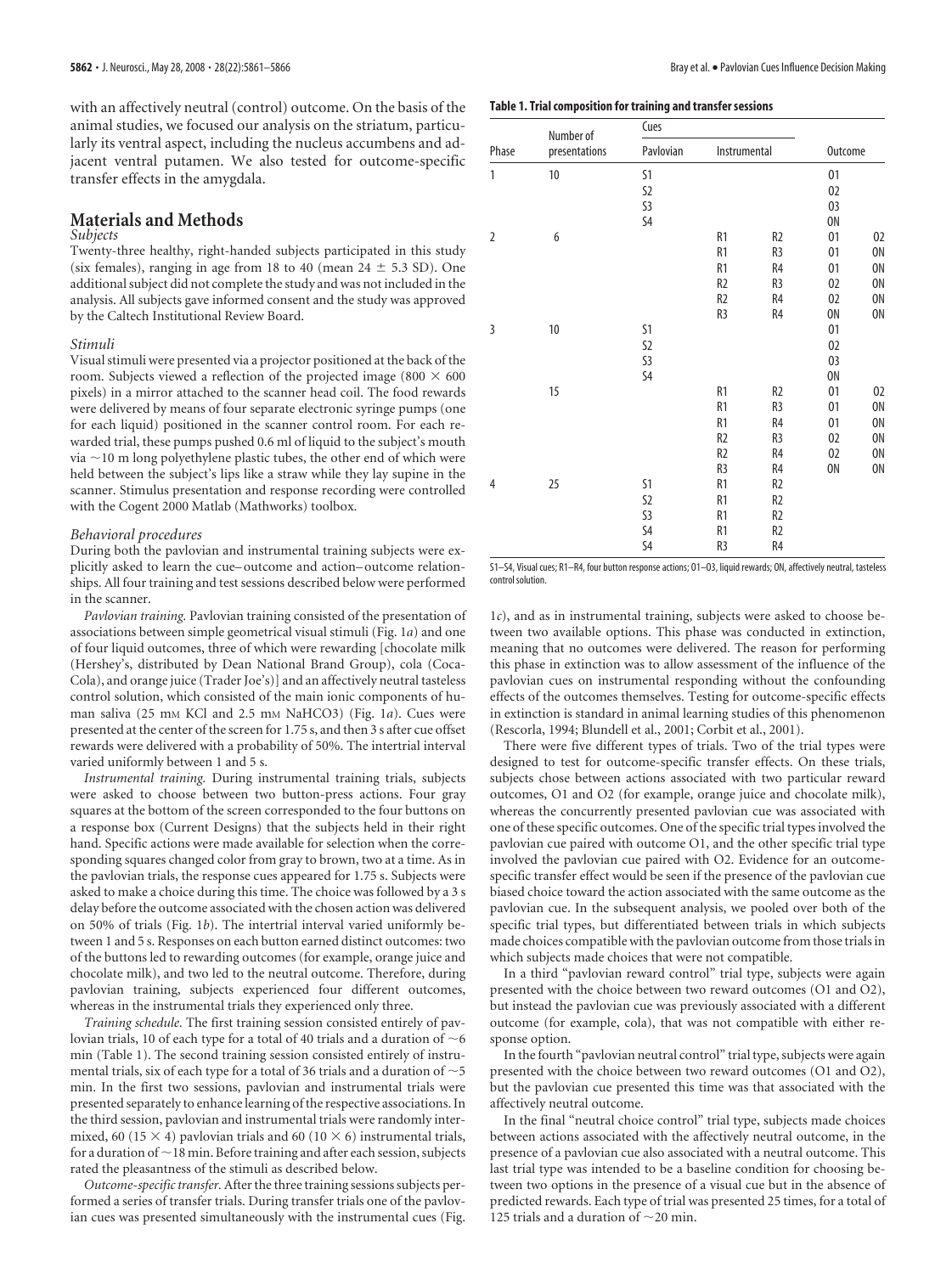with an affectively neutral (control) outcome. On the basis of the animal studies, we focused our analysis on the striatum, particularly its ventral aspect, including the nucleus accumbens and adjacent ventral putamen. We also tested for outcome-specific transfer effects in the amygdala.

## Materials and Methods

### Subjects

Twenty-three healthy, right-handed subjects participated in this study (six females), ranging in age from 18 to 40 (mean 24 ± 5.3 SD). One additional subject did not complete the study and was not included in the analysis. All subjects gave informed consent and the study was approved by the Caltech Institutional Review Board.

### Stimuli

Visual stimuli were presented via a projector positioned at the back of the room. Subjects viewed a reflection of the projected image (800 × 600 pixels) in a mirror attached to the scanner head coil. The food rewards were delivered by means of four separate electronic syringe pumps (one for each liquid) positioned in the scanner control room. For each rewarded trial, these pumps pushed 0.6 ml of liquid to the subject's mouth via ~10 m long polyethylene plastic tubes, the other end of which were held between the subject's lips like a straw while they lay supine in the scanner. Stimulus presentation and response recording were controlled with the Cogent 2000 Matlab (Mathworks) toolbox.

### Behavioral procedures

During both the pavlovian and instrumental training subjects were explicitly asked to learn the cue–outcome and action–outcome relationships. All four training and test sessions described below were performed in the scanner.

*Pavlovian training.* Pavlovian training consisted of the presentation of associations between simple geometrical visual stimuli (Fig. 1*a*) and one of four liquid outcomes, three of which were rewarding [chocolate milk (Hershey's, distributed by Dean National Brand Group), cola (Coca-Cola), and orange juice (Trader Joe's)] and an affectively neutral tasteless control solution, which consisted of the main ionic components of human saliva (25 mM KCl and 2.5 mM $NaHCO_3$) (Fig. 1*a*). Cues were presented at the center of the screen for 1.75 s, and then 3 s after cue offset rewards were delivered with a probability of 50%. The intertrial interval varied uniformly between 1 and 5 s.

*Instrumental training.* During instrumental training trials, subjects were asked to choose between two button-press actions. Four gray squares at the bottom of the screen corresponded to the four buttons on a response box (Current Designs) that the subjects held in their right hand. Specific actions were made available for selection when the corresponding squares changed color from gray to brown, two at a time. As in the pavlovian trials, the response cues appeared for 1.75 s. Subjects were asked to make a choice during this time. The choice was followed by a 3 s delay before the outcome associated with the chosen action was delivered on 50% of trials (Fig. 1*b*). The intertrial interval varied uniformly between 1 and 5 s. Responses on each button earned distinct outcomes: two of the buttons led to rewarding outcomes (for example, orange juice and chocolate milk), and two led to the neutral outcome. Therefore, during pavlovian training, subjects experienced four different outcomes, whereas in the instrumental trials they experienced only three.

*Training schedule.* The first training session consisted entirely of pavlovian trials, 10 of each type for a total of 40 trials and a duration of ~6 min (Table 1). The second training session consisted entirely of instrumental trials, six of each type for a total of 36 trials and a duration of ~5 min. In the first two sessions, pavlovian and instrumental trials were presented separately to enhance learning of the respective associations. In the third session, pavlovian and instrumental trials were randomly intermixed, 60 (15 × 4) pavlovian trials and 60 (10 × 6) instrumental trials, for a duration of ~18 min. Before training and after each session, subjects rated the pleasantness of the stimuli as described below.

*Outcome-specific transfer.* After the three training sessions subjects performed a series of transfer trials. During transfer trials one of the pavlovian cues was presented simultaneously with the instrumental cues (Fig. 1*c*), and as in instrumental training, subjects were asked to choose between two available options. This phase was conducted in extinction, meaning that no outcomes were delivered. The reason for performing this phase in extinction was to allow assessment of the influence of the pavlovian cues on instrumental responding without the confounding effects of the outcomes themselves. Testing for outcome-specific effects in extinction is standard in animal learning studies of this phenomenon (Rescorla, 1994; Blundell et al., 2001; Corbit et al., 2001).

There were five different types of trials. Two of the trial types were designed to test for outcome-specific transfer effects. On these trials, subjects chose between actions associated with two particular reward outcomes, O1 and O2 (for example, orange juice and chocolate milk), whereas the concurrently presented pavlovian cue was associated with one of these specific outcomes. One of the specific trial types involved the pavlovian cue paired with outcome O1, and the other specific trial type involved the pavlovian cue paired with O2. Evidence for an outcome-specific transfer effect would be seen if the presence of the pavlovian cue biased choice toward the action associated with the same outcome as the pavlovian cue. In the subsequent analysis, we pooled over both of the specific trial types, but differentiated between trials in which subjects made choices compatible with the pavlovian outcome from those trials in which subjects made choices that were not compatible.

In a third "pavlovian reward control" trial type, subjects were again presented with the choice between two reward outcomes (O1 and O2), but instead the pavlovian cue was previously associated with a different outcome (for example, cola), that was not compatible with either response option.

In the fourth "pavlovian neutral control" trial type, subjects were again presented with the choice between two reward outcomes (O1 and O2), but the pavlovian cue presented this time was that associated with the affectively neutral outcome.

In the final "neutral choice control" trial type, subjects made choices between actions associated with the affectively neutral outcome, in the presence of a pavlovian cue also associated with a neutral outcome. This last trial type was intended to be a baseline condition for choosing between two options in the presence of a visual cue but in the absence of predicted rewards. Each type of trial was presented 25 times, for a total of 125 trials and a duration of ~20 min.

**Table 1. Trial composition for training and transfer sessions**

| Phase | Number of presentations | Cues | | | Outcome | |
|---|---|---|---|---|---|---|
| | | Pavlovian | Instrumental | | | |
| 1 | 10 | S1 | | | O1 | |
| | | S2 | | | O2 | |
| | | S3 | | | O3 | |
| | | S4 | | | ON | |
| 2 | 6 | | R1 | R2 | O1 | O2 |
| | | | R1 | R3 | O1 | ON |
| | | | R1 | R4 | O1 | ON |
| | | | R2 | R3 | O2 | ON |
| | | | R2 | R4 | O2 | ON |
| | | | R3 | R4 | ON | ON |
| 3 | 10 | S1 | | | O1 | |
| | | S2 | | | O2 | |
| | | S3 | | | O3 | |
| | | S4 | | | ON | |
| | 15 | | R1 | R2 | O1 | O2 |
| | | | R1 | R3 | O1 | ON |
| | | | R1 | R4 | O1 | ON |
| | | | R2 | R3 | O2 | ON |
| | | | R2 | R4 | O2 | ON |
| | | | R3 | R4 | ON | ON |
| 4 | 25 | S1 | R1 | R2 | | |
| | | S2 | R1 | R2 | | |
| | | S3 | R1 | R2 | | |
| | | S4 | R1 | R2 | | |
| | | S4 | R3 | R4 | | |

S1–S4, Visual cues; R1–R4, four button response actions; O1–O3, liquid rewards; ON, affectively neutral, tasteless control solution.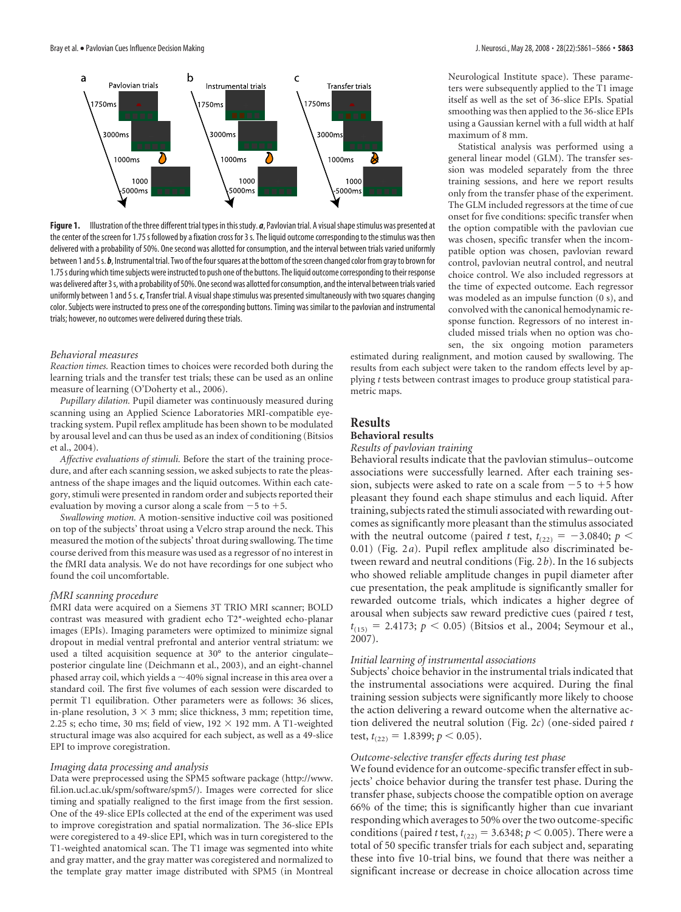**Figure 1.** Illustration of the three different trial types in this study. ***a***, Pavlovian trial. A visual shape stimulus was presented at the center of the screen for 1.75 s followed by a fixation cross for 3 s. The liquid outcome corresponding to the stimulus was then delivered with a probability of 50%. One second was allotted for consumption, and the interval between trials varied uniformly between 1 and 5 s. ***b***, Instrumental trial. Two of the four squares at the bottom of the screen changed color from gray to brown for 1.75 s during which time subjects were instructed to push one of the buttons. The liquid outcome corresponding to their response was delivered after 3 s, with a probability of 50%. One second was allotted for consumption, and the interval between trials varied uniformly between 1 and 5 s. ***c***, Transfer trial. A visual shape stimulus was presented simultaneously with two squares changing color. Subjects were instructed to press one of the corresponding buttons. Timing was similar to the pavlovian and instrumental trials; however, no outcomes were delivered during these trials.

### *Behavioral measures*

*Reaction times.* Reaction times to choices were recorded both during the learning trials and the transfer test trials; these can be used as an online measure of learning (O'Doherty et al., 2006).

*Pupillary dilation.* Pupil diameter was continuously measured during scanning using an Applied Science Laboratories MRI-compatible eye-tracking system. Pupil reflex amplitude has been shown to be modulated by arousal level and can thus be used as an index of conditioning (Bitsios et al., 2004).

*Affective evaluations of stimuli.* Before the start of the training procedure, and after each scanning session, we asked subjects to rate the pleasantness of the shape images and the liquid outcomes. Within each category, stimuli were presented in random order and subjects reported their evaluation by moving a cursor along a scale from −5 to +5.

*Swallowing motion.* A motion-sensitive inductive coil was positioned on top of the subjects' throat using a Velcro strap around the neck. This measured the motion of the subjects' throat during swallowing. The time course derived from this measure was used as a regressor of no interest in the fMRI data analysis. We do not have recordings for one subject who found the coil uncomfortable.

### *fMRI scanning procedure*

fMRI data were acquired on a Siemens 3T TRIO MRI scanner; BOLD contrast was measured with gradient echo T2*-weighted echo-planar images (EPIs). Imaging parameters were optimized to minimize signal dropout in medial ventral prefrontal and anterior ventral striatum: we used a tilted acquisition sequence at 30° to the anterior cingulate–posterior cingulate line (Deichmann et al., 2003), and an eight-channel phased array coil, which yields a ~40% signal increase in this area over a standard coil. The first five volumes of each session were discarded to permit T1 equilibration. Other parameters were as follows: 36 slices, in-plane resolution, 3 × 3 mm; slice thickness, 3 mm; repetition time, 2.25 s; echo time, 30 ms; field of view, 192 × 192 mm. A T1-weighted structural image was also acquired for each subject, as well as a 49-slice EPI to improve coregistration.

### *Imaging data processing and analysis*

Data were preprocessed using the SPM5 software package (http://www.fil.ion.ucl.ac.uk/spm/software/spm5/). Images were corrected for slice timing and spatially realigned to the first image from the first session. One of the 49-slice EPIs collected at the end of the experiment was used to improve coregistration and spatial normalization. The 36-slice EPIs were coregistered to a 49-slice EPI, which was in turn coregistered to the T1-weighted anatomical scan. The T1 image was segmented into white and gray matter, and the gray matter was coregistered and normalized to the template gray matter image distributed with SPM5 (in Montreal Neurological Institute space). These parameters were subsequently applied to the T1 image itself as well as the set of 36-slice EPIs. Spatial smoothing was then applied to the 36-slice EPIs using a Gaussian kernel with a full width at half maximum of 8 mm.

Statistical analysis was performed using a general linear model (GLM). The transfer session was modeled separately from the three training sessions, and here we report results only from the transfer phase of the experiment. The GLM included regressors at the time of cue onset for five conditions: specific transfer when the option compatible with the pavlovian cue was chosen, specific transfer when the incompatible option was chosen, pavlovian reward control, pavlovian neutral control, and neutral choice control. We also included regressors at the time of expected outcome. Each regressor was modeled as an impulse function (0 s), and convolved with the canonical hemodynamic response function. Regressors of no interest included missed trials when no option was chosen, the six ongoing motion parameters estimated during realignment, and motion caused by swallowing. The results from each subject were taken to the random effects level by applying *t* tests between contrast images to produce group statistical parametric maps.

## Results

### Behavioral results

#### *Results of pavlovian training*

Behavioral results indicate that the pavlovian stimulus–outcome associations were successfully learned. After each training session, subjects were asked to rate on a scale from −5 to +5 how pleasant they found each shape stimulus and each liquid. After training, subjects rated the stimuli associated with rewarding outcomes as significantly more pleasant than the stimulus associated with the neutral outcome (paired *t* test, $t_{(22)} = -3.0840$; $p < 0.01$) (Fig. 2*a*). Pupil reflex amplitude also discriminated between reward and neutral conditions (Fig. 2*b*). In the 16 subjects who showed reliable amplitude changes in pupil diameter after cue presentation, the peak amplitude is significantly smaller for rewarded outcome trials, which indicates a higher degree of arousal when subjects saw reward predictive cues (paired *t* test, $t_{(15)} = 2.4173$; $p < 0.05$) (Bitsios et al., 2004; Seymour et al., 2007).

#### *Initial learning of instrumental associations*

Subjects' choice behavior in the instrumental trials indicated that the instrumental associations were acquired. During the final training session subjects were significantly more likely to choose the action delivering a reward outcome when the alternative action delivered the neutral solution (Fig. 2*c*) (one-sided paired *t* test, $t_{(22)} = 1.8399$; $p < 0.05$).

#### *Outcome-selective transfer effects during test phase*

We found evidence for an outcome-specific transfer effect in subjects' choice behavior during the transfer test phase. During the transfer phase, subjects choose the compatible option on average 66% of the time; this is significantly higher than cue invariant responding which averages to 50% over the two outcome-specific conditions (paired *t* test, $t_{(22)} = 3.6348$; $p < 0.005$). There were a total of 50 specific transfer trials for each subject and, separating these into five 10-trial bins, we found that there was neither a significant increase or decrease in choice allocation across time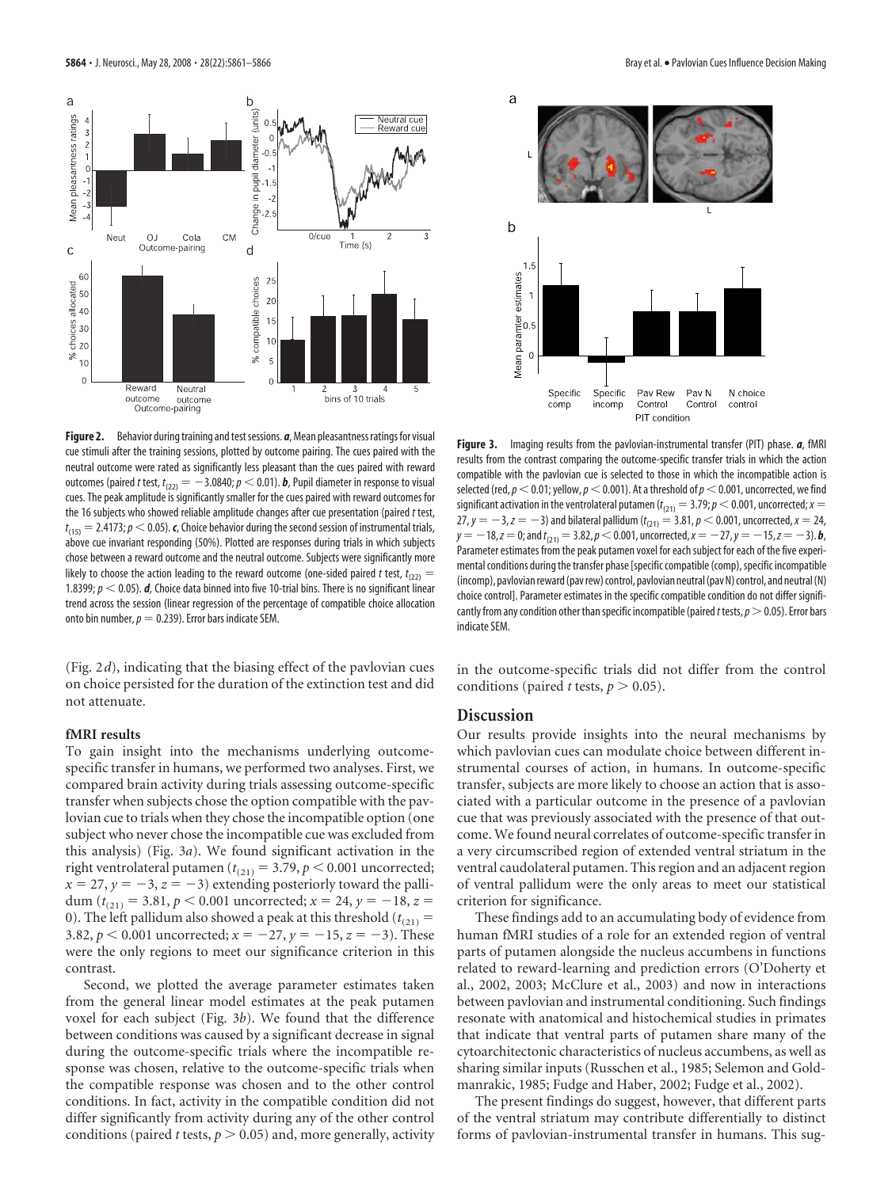**Figure 2.** Behavior during training and test sessions. ***a***, Mean pleasantness ratings for visual cue stimuli after the training sessions, plotted by outcome pairing. The cues paired with the neutral outcome were rated as significantly less pleasant than the cues paired with reward outcomes (paired *t* test, $t_{(22)} = -3.0840$; $p < 0.01$). ***b***, Pupil diameter in response to visual cues. The peak amplitude is significantly smaller for the cues paired with reward outcomes for the 16 subjects who showed reliable amplitude changes after cue presentation (paired *t* test, $t_{(15)} = 2.4173$; $p < 0.05$). ***c***, Choice behavior during the second session of instrumental trials, above cue invariant responding (50%). Plotted are responses during trials in which subjects chose between a reward outcome and the neutral outcome. Subjects were significantly more likely to choose the action leading to the reward outcome (one-sided paired *t* test, $t_{(22)} = 1.8399$; $p < 0.05$). ***d***, Choice data binned into five 10-trial bins. There is no significant linear trend across the session (linear regression of the percentage of compatible choice allocation onto bin number, $p = 0.239$). Error bars indicate SEM.

**Figure 3.** Imaging results from the pavlovian-instrumental transfer (PIT) phase. ***a***, fMRI results from the contrast comparing the outcome-specific transfer trials in which the action compatible with the pavlovian cue is selected to those in which the incompatible action is selected (red, $p < 0.01$; yellow, $p < 0.001$). At a threshold of $p < 0.001$, uncorrected, we find significant activation in the ventrolateral putamen ($t_{(21)} = 3.79$; $p < 0.001$, uncorrected; $x = 27$, $y = -3$, $z = -3$) and bilateral pallidum ($t_{(21)} = 3.81$, $p < 0.001$, uncorrected, $x = 24$, $y = -18$, $z = 0$; and $t_{(21)} = 3.82$, $p < 0.001$, uncorrected, $x = -27$, $y = -15$, $z = -3$). ***b***, Parameter estimates from the peak putamen voxel for each subject for each of the five experimental conditions during the transfer phase [specific compatible (comp), specific incompatible (incomp), pavlovian reward (pav rew) control, pavlovian neutral (pav N) control, and neutral (N) choice control]. Parameter estimates in the specific compatible condition do not differ significantly from any condition other than specific incompatible (paired *t* tests, $p > 0.05$). Error bars indicate SEM.

(Fig. 2*d*), indicating that the biasing effect of the pavlovian cues on choice persisted for the duration of the extinction test and did not attenuate.

#### fMRI results

To gain insight into the mechanisms underlying outcome-specific transfer in humans, we performed two analyses. First, we compared brain activity during trials assessing outcome-specific transfer when subjects chose the option compatible with the pavlovian cue to trials when they chose the incompatible option (one subject who never chose the incompatible cue was excluded from this analysis) (Fig. 3*a*). We found significant activation in the right ventrolateral putamen ($t_{(21)} = 3.79$, $p < 0.001$ uncorrected; $x = 27$, $y = -3$, $z = -3$) extending posteriorly toward the pallidum ($t_{(21)} = 3.81$, $p < 0.001$ uncorrected; $x = 24$, $y = -18$, $z = 0$). The left pallidum also showed a peak at this threshold ($t_{(21)} = 3.82$, $p < 0.001$ uncorrected; $x = -27$, $y = -15$, $z = -3$). These were the only regions to meet our significance criterion in this contrast.

Second, we plotted the average parameter estimates taken from the general linear model estimates at the peak putamen voxel for each subject (Fig. 3*b*). We found that the difference between conditions was caused by a significant decrease in signal during the outcome-specific trials where the incompatible response was chosen, relative to the outcome-specific trials when the compatible response was chosen and to the other control conditions. In fact, activity in the compatible condition did not differ significantly from activity during any of the other control conditions (paired *t* tests, $p > 0.05$) and, more generally, activity in the outcome-specific trials did not differ from the control conditions (paired *t* tests, $p > 0.05$).

## Discussion

Our results provide insights into the neural mechanisms by which pavlovian cues can modulate choice between different instrumental courses of action, in humans. In outcome-specific transfer, subjects are more likely to choose an action that is associated with a particular outcome in the presence of a pavlovian cue that was previously associated with the presence of that outcome. We found neural correlates of outcome-specific transfer in a very circumscribed region of extended ventral striatum in the ventral caudolateral putamen. This region and an adjacent region of ventral pallidum were the only areas to meet our statistical criterion for significance.

These findings add to an accumulating body of evidence from human fMRI studies of a role for an extended region of ventral parts of putamen alongside the nucleus accumbens in functions related to reward-learning and prediction errors (O'Doherty et al., 2002, 2003; McClure et al., 2003) and now in interactions between pavlovian and instrumental conditioning. Such findings resonate with anatomical and histochemical studies in primates that indicate that ventral parts of putamen share many of the cytoarchitectonic characteristics of nucleus accumbens, as well as sharing similar inputs (Russchen et al., 1985; Selemon and Goldmanrakic, 1985; Fudge and Haber, 2002; Fudge et al., 2002).

The present findings do suggest, however, that different parts of the ventral striatum may contribute differentially to distinct forms of pavlovian-instrumental transfer in humans. This sug-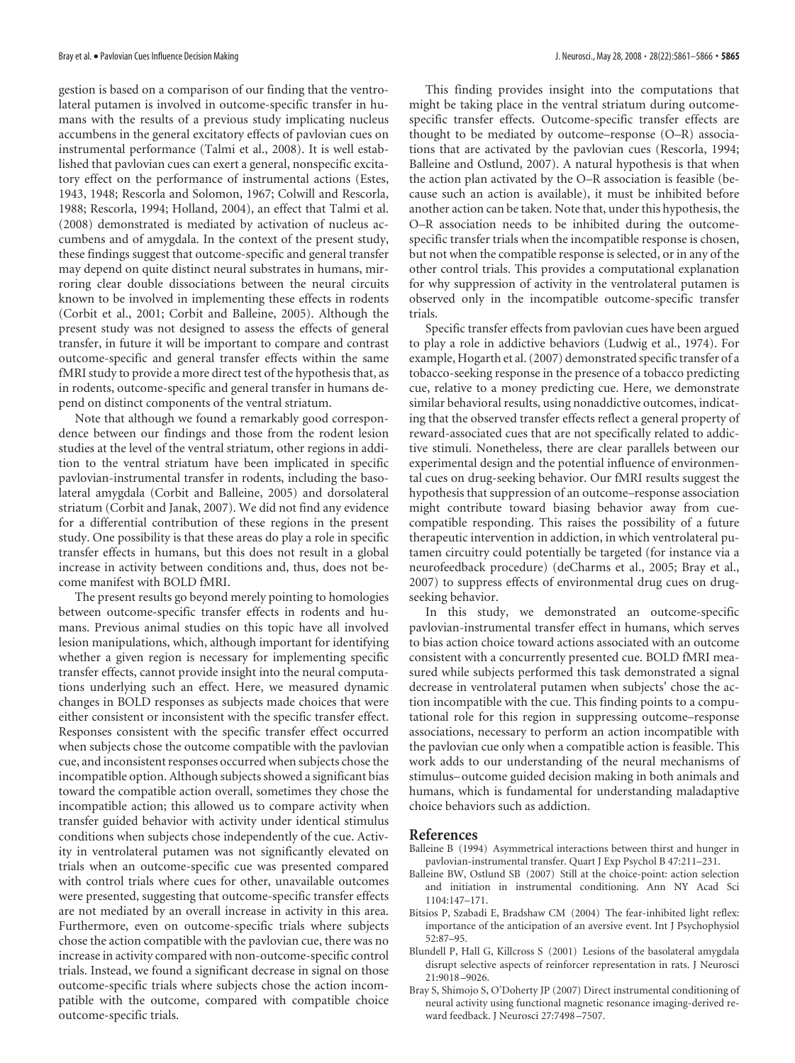gestion is based on a comparison of our finding that the ventrolateral putamen is involved in outcome-specific transfer in humans with the results of a previous study implicating nucleus accumbens in the general excitatory effects of pavlovian cues on instrumental performance (Talmi et al., 2008). It is well established that pavlovian cues can exert a general, nonspecific excitatory effect on the performance of instrumental actions (Estes, 1943, 1948; Rescorla and Solomon, 1967; Colwill and Rescorla, 1988; Rescorla, 1994; Holland, 2004), an effect that Talmi et al. (2008) demonstrated is mediated by activation of nucleus accumbens and of amygdala. In the context of the present study, these findings suggest that outcome-specific and general transfer may depend on quite distinct neural substrates in humans, mirroring clear double dissociations between the neural circuits known to be involved in implementing these effects in rodents (Corbit et al., 2001; Corbit and Balleine, 2005). Although the present study was not designed to assess the effects of general transfer, in future it will be important to compare and contrast outcome-specific and general transfer effects within the same fMRI study to provide a more direct test of the hypothesis that, as in rodents, outcome-specific and general transfer in humans depend on distinct components of the ventral striatum.

Note that although we found a remarkably good correspondence between our findings and those from the rodent lesion studies at the level of the ventral striatum, other regions in addition to the ventral striatum have been implicated in specific pavlovian-instrumental transfer in rodents, including the basolateral amygdala (Corbit and Balleine, 2005) and dorsolateral striatum (Corbit and Janak, 2007). We did not find any evidence for a differential contribution of these regions in the present study. One possibility is that these areas do play a role in specific transfer effects in humans, but this does not result in a global increase in activity between conditions and, thus, does not become manifest with BOLD fMRI.

The present results go beyond merely pointing to homologies between outcome-specific transfer effects in rodents and humans. Previous animal studies on this topic have all involved lesion manipulations, which, although important for identifying whether a given region is necessary for implementing specific transfer effects, cannot provide insight into the neural computations underlying such an effect. Here, we measured dynamic changes in BOLD responses as subjects made choices that were either consistent or inconsistent with the specific transfer effect. Responses consistent with the specific transfer effect occurred when subjects chose the outcome compatible with the pavlovian cue, and inconsistent responses occurred when subjects chose the incompatible option. Although subjects showed a significant bias toward the compatible action overall, sometimes they chose the incompatible action; this allowed us to compare activity when transfer guided behavior with activity under identical stimulus conditions when subjects chose independently of the cue. Activity in ventrolateral putamen was not significantly elevated on trials when an outcome-specific cue was presented compared with control trials where cues for other, unavailable outcomes were presented, suggesting that outcome-specific transfer effects are not mediated by an overall increase in activity in this area. Furthermore, even on outcome-specific trials where subjects chose the action compatible with the pavlovian cue, there was no increase in activity compared with non-outcome-specific control trials. Instead, we found a significant decrease in signal on those outcome-specific trials where subjects chose the action incompatible with the outcome, compared with compatible choice outcome-specific trials.

This finding provides insight into the computations that might be taking place in the ventral striatum during outcome-specific transfer effects. Outcome-specific transfer effects are thought to be mediated by outcome–response (O–R) associations that are activated by the pavlovian cues (Rescorla, 1994; Balleine and Ostlund, 2007). A natural hypothesis is that when the action plan activated by the O–R association is feasible (because such an action is available), it must be inhibited before another action can be taken. Note that, under this hypothesis, the O–R association needs to be inhibited during the outcome-specific transfer trials when the incompatible response is chosen, but not when the compatible response is selected, or in any of the other control trials. This provides a computational explanation for why suppression of activity in the ventrolateral putamen is observed only in the incompatible outcome-specific transfer trials.

Specific transfer effects from pavlovian cues have been argued to play a role in addictive behaviors (Ludwig et al., 1974). For example, Hogarth et al. (2007) demonstrated specific transfer of a tobacco-seeking response in the presence of a tobacco predicting cue, relative to a money predicting cue. Here, we demonstrate similar behavioral results, using nonaddictive outcomes, indicating that the observed transfer effects reflect a general property of reward-associated cues that are not specifically related to addictive stimuli. Nonetheless, there are clear parallels between our experimental design and the potential influence of environmental cues on drug-seeking behavior. Our fMRI results suggest the hypothesis that suppression of an outcome–response association might contribute toward biasing behavior away from cue-compatible responding. This raises the possibility of a future therapeutic intervention in addiction, in which ventrolateral putamen circuitry could potentially be targeted (for instance via a neurofeedback procedure) (deCharms et al., 2005; Bray et al., 2007) to suppress effects of environmental drug cues on drug-seeking behavior.

In this study, we demonstrated an outcome-specific pavlovian-instrumental transfer effect in humans, which serves to bias action choice toward actions associated with an outcome consistent with a concurrently presented cue. BOLD fMRI measured while subjects performed this task demonstrated a signal decrease in ventrolateral putamen when subjects' chose the action incompatible with the cue. This finding points to a computational role for this region in suppressing outcome–response associations, necessary to perform an action incompatible with the pavlovian cue only when a compatible action is feasible. This work adds to our understanding of the neural mechanisms of stimulus–outcome guided decision making in both animals and humans, which is fundamental for understanding maladaptive choice behaviors such as addiction.

## References

Balleine B (1994) Asymmetrical interactions between thirst and hunger in pavlovian-instrumental transfer. Quart J Exp Psychol B 47:211–231.

Balleine BW, Ostlund SB (2007) Still at the choice-point: action selection and initiation in instrumental conditioning. Ann NY Acad Sci 1104:147–171.

Bitsios P, Szabadi E, Bradshaw CM (2004) The fear-inhibited light reflex: importance of the anticipation of an aversive event. Int J Psychophysiol 52:87–95.

Blundell P, Hall G, Killcross S (2001) Lesions of the basolateral amygdala disrupt selective aspects of reinforcer representation in rats. J Neurosci 21:9018–9026.

Bray S, Shimojo S, O'Doherty JP (2007) Direct instrumental conditioning of neural activity using functional magnetic resonance imaging-derived reward feedback. J Neurosci 27:7498–7507.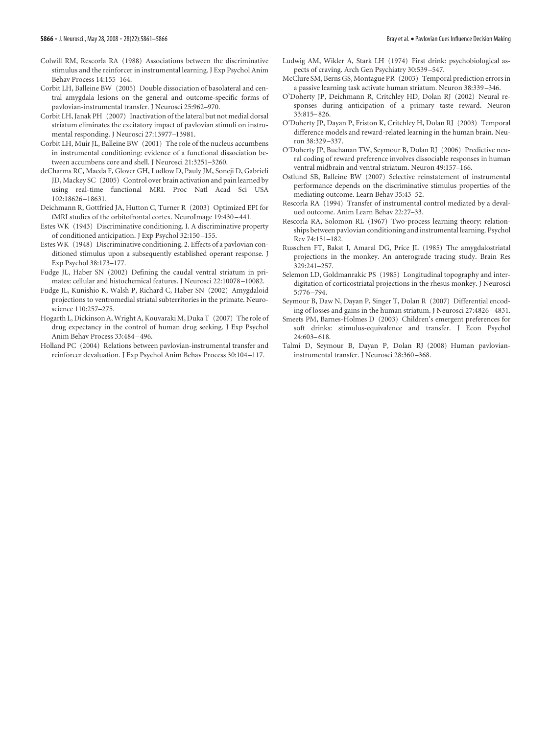Colwill RM, Rescorla RA (1988) Associations between the discriminative stimulus and the reinforcer in instrumental learning. J Exp Psychol Anim Behav Process 14:155–164.

Corbit LH, Balleine BW (2005) Double dissociation of basolateral and central amygdala lesions on the general and outcome-specific forms of pavlovian-instrumental transfer. J Neurosci 25:962–970.

Corbit LH, Janak PH (2007) Inactivation of the lateral but not medial dorsal striatum eliminates the excitatory impact of pavlovian stimuli on instrumental responding. J Neurosci 27:13977–13981.

Corbit LH, Muir JL, Balleine BW (2001) The role of the nucleus accumbens in instrumental conditioning: evidence of a functional dissociation between accumbens core and shell. J Neurosci 21:3251–3260.

deCharms RC, Maeda F, Glover GH, Ludlow D, Pauly JM, Soneji D, Gabrieli JD, Mackey SC (2005) Control over brain activation and pain learned by using real-time functional MRI. Proc Natl Acad Sci USA 102:18626–18631.

Deichmann R, Gottfried JA, Hutton C, Turner R (2003) Optimized EPI for fMRI studies of the orbitofrontal cortex. NeuroImage 19:430–441.

Estes WK (1943) Discriminative conditioning. I. A discriminative property of conditioned anticipation. J Exp Psychol 32:150–155.

Estes WK (1948) Discriminative conditioning. 2. Effects of a pavlovian conditioned stimulus upon a subsequently established operant response. J Exp Psychol 38:173–177.

Fudge JL, Haber SN (2002) Defining the caudal ventral striatum in primates: cellular and histochemical features. J Neurosci 22:10078–10082.

Fudge JL, Kunishio K, Walsh P, Richard C, Haber SN (2002) Amygdaloid projections to ventromedial striatal subterritories in the primate. Neuroscience 110:257–275.

Hogarth L, Dickinson A, Wright A, Kouvaraki M, Duka T (2007) The role of drug expectancy in the control of human drug seeking. J Exp Psychol Anim Behav Process 33:484–496.

Holland PC (2004) Relations between pavlovian-instrumental transfer and reinforcer devaluation. J Exp Psychol Anim Behav Process 30:104–117.

Ludwig AM, Wikler A, Stark LH (1974) First drink: psychobiological aspects of craving. Arch Gen Psychiatry 30:539–547.

McClure SM, Berns GS, Montague PR (2003) Temporal prediction errors in a passive learning task activate human striatum. Neuron 38:339–346.

O'Doherty JP, Deichmann R, Critchley HD, Dolan RJ (2002) Neural responses during anticipation of a primary taste reward. Neuron 33:815–826.

O'Doherty JP, Dayan P, Friston K, Critchley H, Dolan RJ (2003) Temporal difference models and reward-related learning in the human brain. Neuron 38:329–337.

O'Doherty JP, Buchanan TW, Seymour B, Dolan RJ (2006) Predictive neural coding of reward preference involves dissociable responses in human ventral midbrain and ventral striatum. Neuron 49:157–166.

Ostlund SB, Balleine BW (2007) Selective reinstatement of instrumental performance depends on the discriminative stimulus properties of the mediating outcome. Learn Behav 35:43–52.

Rescorla RA (1994) Transfer of instrumental control mediated by a devalued outcome. Anim Learn Behav 22:27–33.

Rescorla RA, Solomon RL (1967) Two-process learning theory: relationships between pavlovian conditioning and instrumental learning. Psychol Rev 74:151–182.

Russchen FT, Bakst I, Amaral DG, Price JL (1985) The amygdalostriatal projections in the monkey. An anterograde tracing study. Brain Res 329:241–257.

Selemon LD, Goldmanrakic PS (1985) Longitudinal topography and interdigitation of corticostriatal projections in the rhesus monkey. J Neurosci 5:776–794.

Seymour B, Daw N, Dayan P, Singer T, Dolan R (2007) Differential encoding of losses and gains in the human striatum. J Neurosci 27:4826–4831.

Smeets PM, Barnes-Holmes D (2003) Children's emergent preferences for soft drinks: stimulus-equivalence and transfer. J Econ Psychol 24:603–618.

Talmi D, Seymour B, Dayan P, Dolan RJ (2008) Human pavlovian-instrumental transfer. J Neurosci 28:360–368.